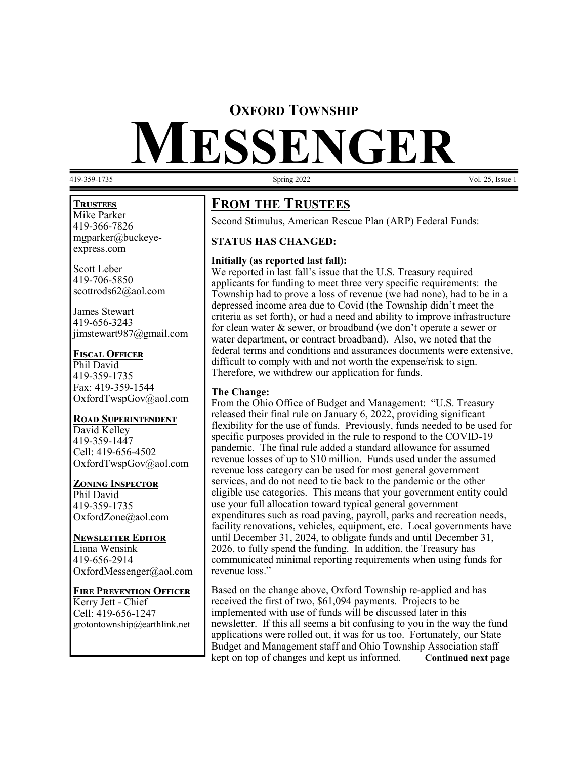# OXFORD TOWNSHIP

# MESSENGER

419-359-1735 | Spring 2022 | Vol. 25, Issue 1

## FROM THE TRUSTEES

Second Stimulus, American Rescue Plan (ARP) Federal Funds:

**STATUS HAS CHANGED:**

**Initially (as reported last fall):**

We reported in last fall's issue that the U.S. Treasury required applicants for funding to meet three very specific requirements: the Township had to prove a loss of revenue (we had none), had to be in a depressed income area due to Covid (the Township didn't meet the criteria as set forth), or had a need and ability to improve infrastructure for clean water & sewer, or broadband (we don't operate a sewer or water department, or contract broadband). Also, we noted that the federal terms and conditions and assurances documents were extensive, difficult to comply with and not worth the expense/risk to sign. Therefore, we withdrew our application for funds.

**The Change:**

From the Ohio Office of Budget and Management: "U.S. Treasury released their final rule on January 6, 2022, providing significant flexibility for the use of funds. Previously, funds needed to be used for specific purposes provided in the rule to respond to the COVID-19 pandemic. The final rule added a standard allowance for assumed revenue losses of up to $10 million. Funds used under the assumed revenue loss category can be used for most general government services, and do not need to tie back to the pandemic or the other eligible use categories. This means that your government entity could use your full allocation toward typical general government expenditures such as road paving, payroll, parks and recreation needs, facility renovations, vehicles, equipment, etc. Local governments have until December 31, 2024, to obligate funds and until December 31, 2026, to fully spend the funding. In addition, the Treasury has communicated minimal reporting requirements when using funds for revenue loss."

Based on the change above, Oxford Township re-applied and has received the first of two, $61,094 payments. Projects to be implemented with use of funds will be discussed later in this newsletter. If this all seems a bit confusing to you in the way the fund applications were rolled out, it was for us too. Fortunately, our State Budget and Management staff and Ohio Township Association staff kept on top of changes and kept us informed. **Continued next page**

**TRUSTEES**

Mike Parker
419-366-7826
mgparker@buckeye-express.com

Scott Leber
419-706-5850
scottrods62@aol.com

James Stewart
419-656-3243
jimstewart987@gmail.com

**FISCAL OFFICER**

Phil David
419-359-1735
Fax: 419-359-1544
OxfordTwspGov@aol.com

**ROAD SUPERINTENDENT**

David Kelley
419-359-1447
Cell: 419-656-4502
OxfordTwspGov@aol.com

**ZONING INSPECTOR**

Phil David
419-359-1735
OxfordZone@aol.com

**NEWSLETTER EDITOR**

Liana Wensink
419-656-2914
OxfordMessenger@aol.com

**FIRE PREVENTION OFFICER**

Kerry Jett - Chief
Cell: 419-656-1247
grotontownship@earthlink.net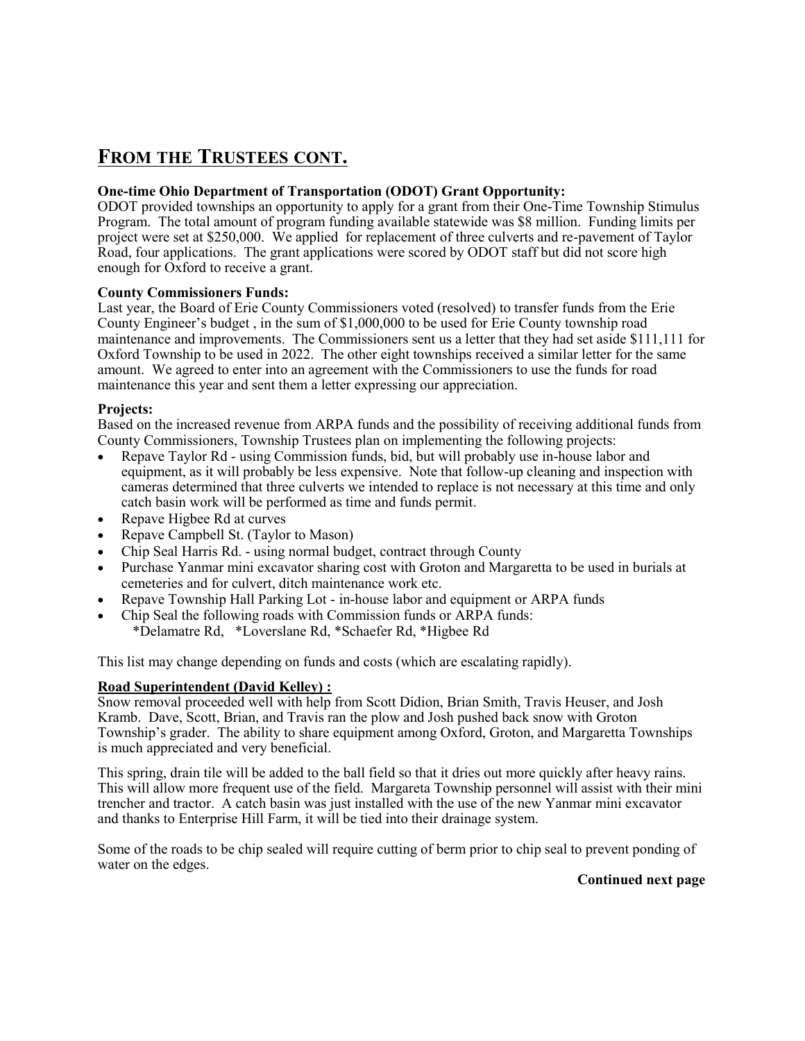## FROM THE TRUSTEES CONT.

**One-time Ohio Department of Transportation (ODOT) Grant Opportunity:**
ODOT provided townships an opportunity to apply for a grant from their One-Time Township Stimulus Program. The total amount of program funding available statewide was $8 million. Funding limits per project were set at $250,000. We applied for replacement of three culverts and re-pavement of Taylor Road, four applications. The grant applications were scored by ODOT staff but did not score high enough for Oxford to receive a grant.

**County Commissioners Funds:**
Last year, the Board of Erie County Commissioners voted (resolved) to transfer funds from the Erie County Engineer's budget , in the sum of $1,000,000 to be used for Erie County township road maintenance and improvements. The Commissioners sent us a letter that they had set aside $111,111 for Oxford Township to be used in 2022. The other eight townships received a similar letter for the same amount. We agreed to enter into an agreement with the Commissioners to use the funds for road maintenance this year and sent them a letter expressing our appreciation.

**Projects:**
Based on the increased revenue from ARPA funds and the possibility of receiving additional funds from County Commissioners, Township Trustees plan on implementing the following projects:

- Repave Taylor Rd - using Commission funds, bid, but will probably use in-house labor and equipment, as it will probably be less expensive. Note that follow-up cleaning and inspection with cameras determined that three culverts we intended to replace is not necessary at this time and only catch basin work will be performed as time and funds permit.
- Repave Higbee Rd at curves
- Repave Campbell St. (Taylor to Mason)
- Chip Seal Harris Rd. - using normal budget, contract through County
- Purchase Yanmar mini excavator sharing cost with Groton and Margaretta to be used in burials at cemeteries and for culvert, ditch maintenance work etc.
- Repave Township Hall Parking Lot - in-house labor and equipment or ARPA funds
- Chip Seal the following roads with Commission funds or ARPA funds:
  *Delamatre Rd, *Loverslane Rd, *Schaefer Rd, *Higbee Rd

This list may change depending on funds and costs (which are escalating rapidly).

**Road Superintendent (David Kelley) :**
Snow removal proceeded well with help from Scott Didion, Brian Smith, Travis Heuser, and Josh Kramb. Dave, Scott, Brian, and Travis ran the plow and Josh pushed back snow with Groton Township's grader. The ability to share equipment among Oxford, Groton, and Margaretta Townships is much appreciated and very beneficial.

This spring, drain tile will be added to the ball field so that it dries out more quickly after heavy rains. This will allow more frequent use of the field. Margareta Township personnel will assist with their mini trencher and tractor. A catch basin was just installed with the use of the new Yanmar mini excavator and thanks to Enterprise Hill Farm, it will be tied into their drainage system.

Some of the roads to be chip sealed will require cutting of berm prior to chip seal to prevent ponding of water on the edges.

**Continued next page**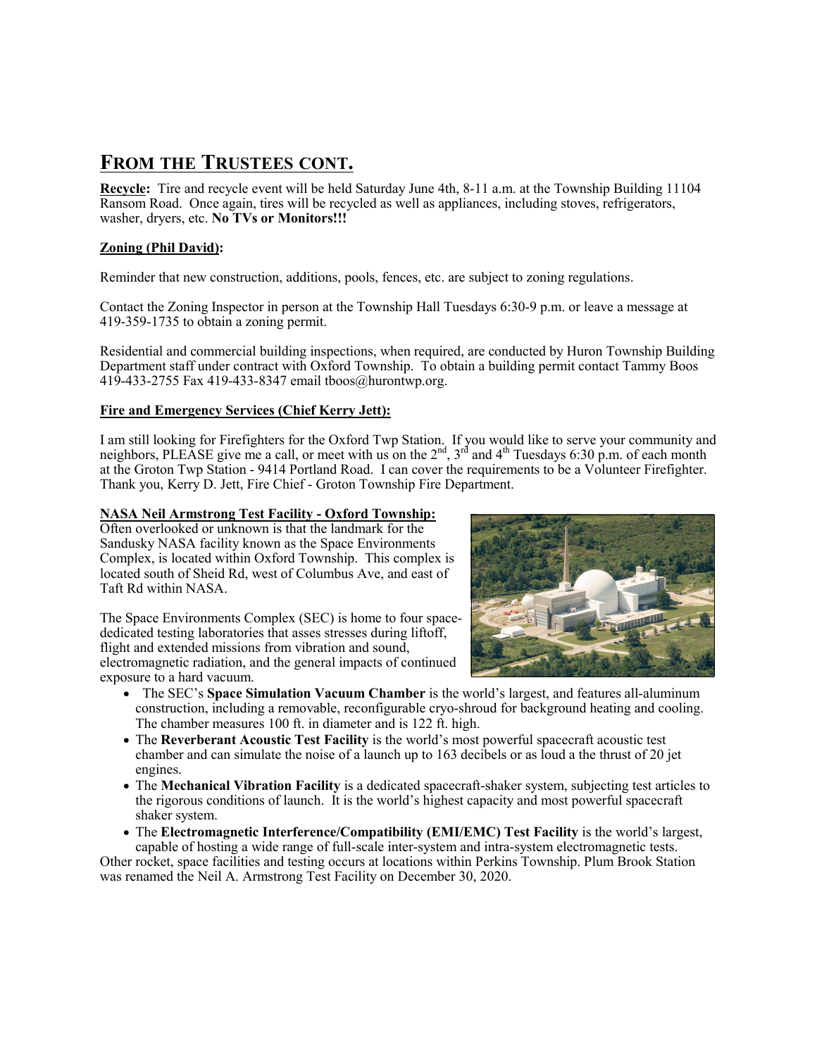## FROM THE TRUSTEES CONT.

**Recycle:** Tire and recycle event will be held Saturday June 4th, 8-11 a.m. at the Township Building 11104 Ransom Road. Once again, tires will be recycled as well as appliances, including stoves, refrigerators, washer, dryers, etc. **No TVs or Monitors!!!**

**Zoning (Phil David):**

Reminder that new construction, additions, pools, fences, etc. are subject to zoning regulations.

Contact the Zoning Inspector in person at the Township Hall Tuesdays 6:30-9 p.m. or leave a message at 419-359-1735 to obtain a zoning permit.

Residential and commercial building inspections, when required, are conducted by Huron Township Building Department staff under contract with Oxford Township. To obtain a building permit contact Tammy Boos 419-433-2755 Fax 419-433-8347 email tboos@hurontwp.org.

**Fire and Emergency Services (Chief Kerry Jett):**

I am still looking for Firefighters for the Oxford Twp Station. If you would like to serve your community and neighbors, PLEASE give me a call, or meet with us on the 2nd, 3rd and 4th Tuesdays 6:30 p.m. of each month at the Groton Twp Station - 9414 Portland Road. I can cover the requirements to be a Volunteer Firefighter. Thank you, Kerry D. Jett, Fire Chief - Groton Township Fire Department.

**NASA Neil Armstrong Test Facility - Oxford Township:**

Often overlooked or unknown is that the landmark for the Sandusky NASA facility known as the Space Environments Complex, is located within Oxford Township. This complex is located south of Sheid Rd, west of Columbus Ave, and east of Taft Rd within NASA.

The Space Environments Complex (SEC) is home to four space-dedicated testing laboratories that asses stresses during liftoff, flight and extended missions from vibration and sound, electromagnetic radiation, and the general impacts of continued exposure to a hard vacuum.

- The SEC's **Space Simulation Vacuum Chamber** is the world's largest, and features all-aluminum construction, including a removable, reconfigurable cryo-shroud for background heating and cooling. The chamber measures 100 ft. in diameter and is 122 ft. high.
- The **Reverberant Acoustic Test Facility** is the world's most powerful spacecraft acoustic test chamber and can simulate the noise of a launch up to 163 decibels or as loud a the thrust of 20 jet engines.
- The **Mechanical Vibration Facility** is a dedicated spacecraft-shaker system, subjecting test articles to the rigorous conditions of launch. It is the world's highest capacity and most powerful spacecraft shaker system.
- The **Electromagnetic Interference/Compatibility (EMI/EMC) Test Facility** is the world's largest, capable of hosting a wide range of full-scale inter-system and intra-system electromagnetic tests.

Other rocket, space facilities and testing occurs at locations within Perkins Township. Plum Brook Station was renamed the Neil A. Armstrong Test Facility on December 30, 2020.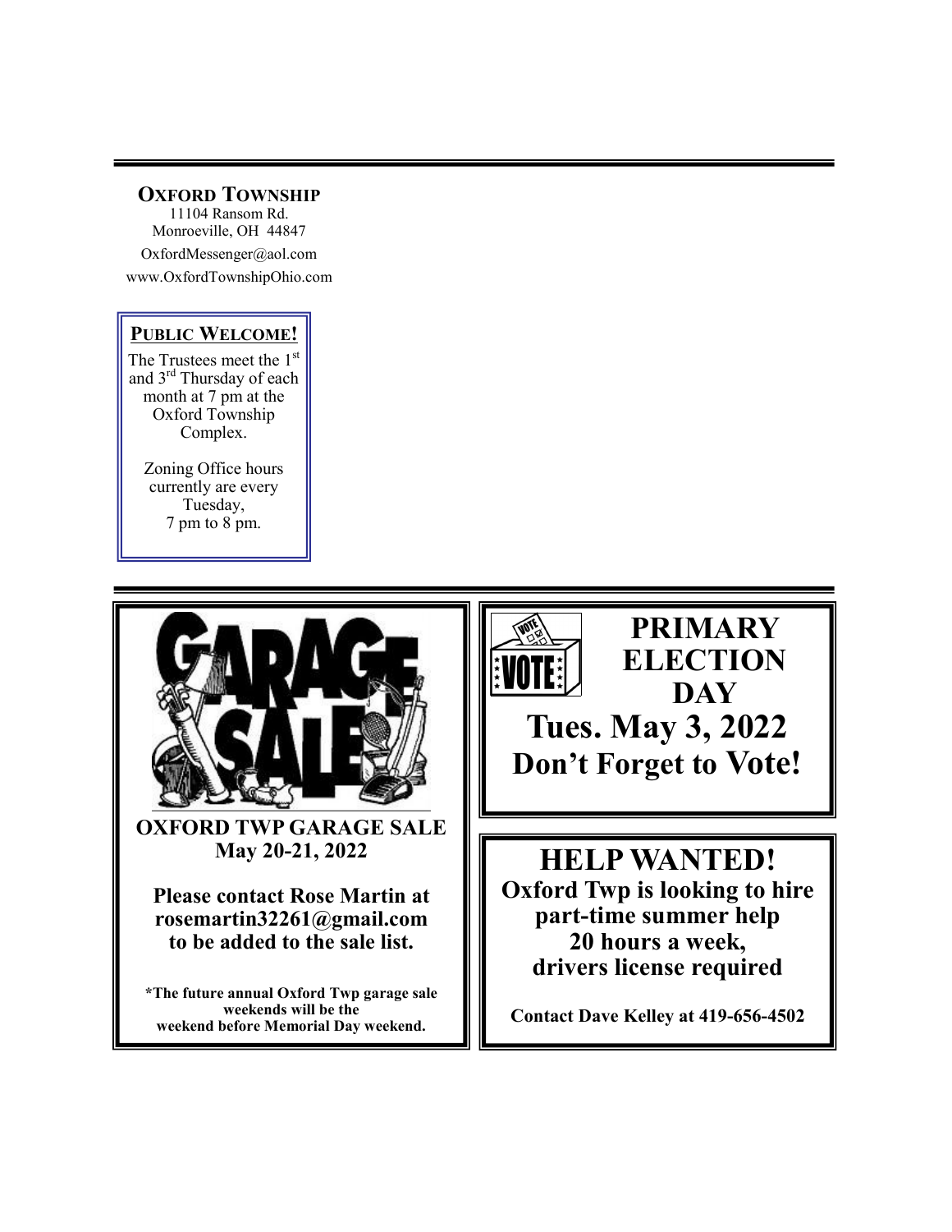## OXFORD TOWNSHIP

11104 Ransom Rd.
Monroeville, OH 44847

OxfordMessenger@aol.com

www.OxfordTownshipOhio.com

### PUBLIC WELCOME!

The Trustees meet the 1st and 3rd Thursday of each month at 7 pm at the Oxford Township Complex.

Zoning Office hours currently are every Tuesday, 7 pm to 8 pm.

---

GARAGE SALE

**OXFORD TWP GARAGE SALE**
**May 20-21, 2022**

**Please contact Rose Martin at rosemartin32261@gmail.com to be added to the sale list.**

**\*The future annual Oxford Twp garage sale weekends will be the weekend before Memorial Day weekend.**

---

VOTE

# PRIMARY ELECTION DAY

# Tues. May 3, 2022

## Don't Forget to Vote!

---

# HELP WANTED!

**Oxford Twp is looking to hire part-time summer help 20 hours a week, drivers license required**

**Contact Dave Kelley at 419-656-4502**